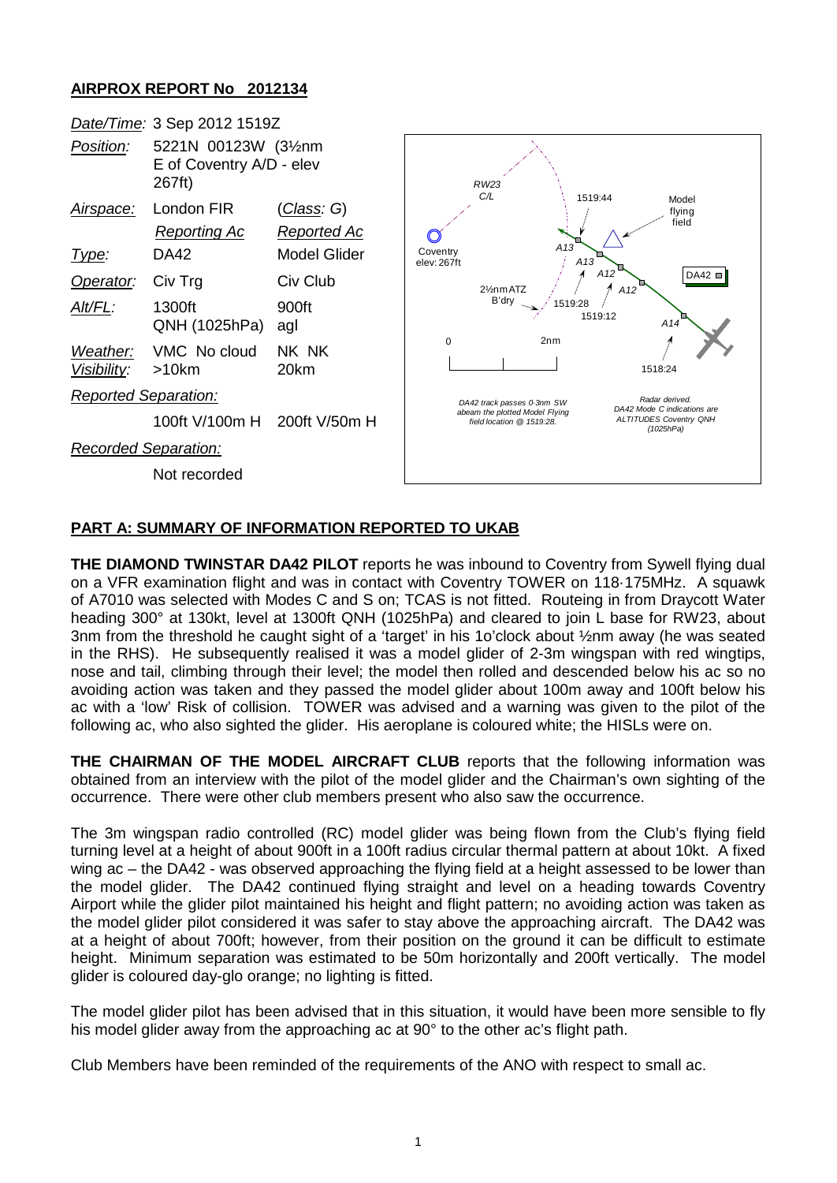## AIRPROX REPORT No 2012134

| | | |
|---|---|---|
| *Date/Time:* | 3 Sep 2012 1519Z | |
| *Position:* | 5221N 00123W (3½nm E of Coventry A/D - elev 267ft) | |
| *Airspace:* | London FIR | (*Class: G*) |
| | *Reporting Ac* | *Reported Ac* |
| *Type:* | DA42 | Model Glider |
| *Operator:* | Civ Trg | Civ Club |
| *Alt/FL:* | 1300ft QNH (1025hPa) | 900ft agl |
| *Weather:* | VMC No cloud | NK NK |
| *Visibility:* | >10km | 20km |
| *Reported Separation:* | | |
| | 100ft V/100m H | 200ft V/50m H |
| *Recorded Separation:* | | |
| | Not recorded | |

RW23 C/L — Coventry elev: 267ft — 2½nm ATZ B'dry — Model flying field — DA42 — 1519:44 — 1519:28 — 1519:12 — 1518:24 — A13 — A13 — A12 — A12 — A14 — 0 — 2nm

*DA42 track passes 0·3nm SW abeam the plotted Model Flying field location @ 1519:28.*

*Radar derived. DA42 Mode C indications are ALTITUDES Coventry QNH (1025hPa)*

## PART A: SUMMARY OF INFORMATION REPORTED TO UKAB

**THE DIAMOND TWINSTAR DA42 PILOT** reports he was inbound to Coventry from Sywell flying dual on a VFR examination flight and was in contact with Coventry TOWER on 118·175MHz. A squawk of A7010 was selected with Modes C and S on; TCAS is not fitted. Routeing in from Draycott Water heading 300° at 130kt, level at 1300ft QNH (1025hPa) and cleared to join L base for RW23, about 3nm from the threshold he caught sight of a 'target' in his 1o'clock about ½nm away (he was seated in the RHS). He subsequently realised it was a model glider of 2-3m wingspan with red wingtips, nose and tail, climbing through their level; the model then rolled and descended below his ac so no avoiding action was taken and they passed the model glider about 100m away and 100ft below his ac with a 'low' Risk of collision. TOWER was advised and a warning was given to the pilot of the following ac, who also sighted the glider. His aeroplane is coloured white; the HISLs were on.

**THE CHAIRMAN OF THE MODEL AIRCRAFT CLUB** reports that the following information was obtained from an interview with the pilot of the model glider and the Chairman's own sighting of the occurrence. There were other club members present who also saw the occurrence.

The 3m wingspan radio controlled (RC) model glider was being flown from the Club's flying field turning level at a height of about 900ft in a 100ft radius circular thermal pattern at about 10kt. A fixed wing ac – the DA42 - was observed approaching the flying field at a height assessed to be lower than the model glider. The DA42 continued flying straight and level on a heading towards Coventry Airport while the glider pilot maintained his height and flight pattern; no avoiding action was taken as the model glider pilot considered it was safer to stay above the approaching aircraft. The DA42 was at a height of about 700ft; however, from their position on the ground it can be difficult to estimate height. Minimum separation was estimated to be 50m horizontally and 200ft vertically. The model glider is coloured day-glo orange; no lighting is fitted.

The model glider pilot has been advised that in this situation, it would have been more sensible to fly his model glider away from the approaching ac at 90° to the other ac's flight path.

Club Members have been reminded of the requirements of the ANO with respect to small ac.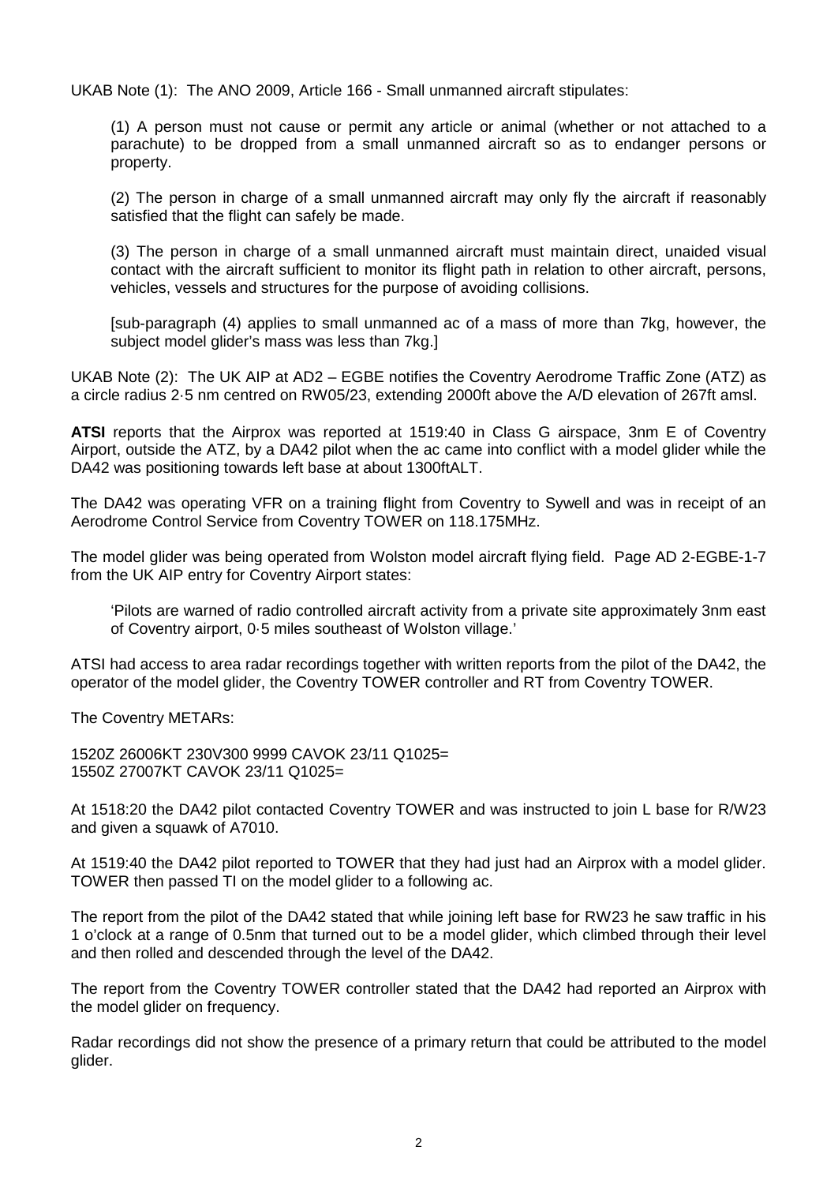UKAB Note (1): The ANO 2009, Article 166 - Small unmanned aircraft stipulates:

> (1) A person must not cause or permit any article or animal (whether or not attached to a parachute) to be dropped from a small unmanned aircraft so as to endanger persons or property.
>
> (2) The person in charge of a small unmanned aircraft may only fly the aircraft if reasonably satisfied that the flight can safely be made.
>
> (3) The person in charge of a small unmanned aircraft must maintain direct, unaided visual contact with the aircraft sufficient to monitor its flight path in relation to other aircraft, persons, vehicles, vessels and structures for the purpose of avoiding collisions.
>
> [sub-paragraph (4) applies to small unmanned ac of a mass of more than 7kg, however, the subject model glider's mass was less than 7kg.]

UKAB Note (2): The UK AIP at AD2 – EGBE notifies the Coventry Aerodrome Traffic Zone (ATZ) as a circle radius 2·5 nm centred on RW05/23, extending 2000ft above the A/D elevation of 267ft amsl.

**ATSI** reports that the Airprox was reported at 1519:40 in Class G airspace, 3nm E of Coventry Airport, outside the ATZ, by a DA42 pilot when the ac came into conflict with a model glider while the DA42 was positioning towards left base at about 1300ftALT.

The DA42 was operating VFR on a training flight from Coventry to Sywell and was in receipt of an Aerodrome Control Service from Coventry TOWER on 118.175MHz.

The model glider was being operated from Wolston model aircraft flying field. Page AD 2-EGBE-1-7 from the UK AIP entry for Coventry Airport states:

> 'Pilots are warned of radio controlled aircraft activity from a private site approximately 3nm east of Coventry airport, 0·5 miles southeast of Wolston village.'

ATSI had access to area radar recordings together with written reports from the pilot of the DA42, the operator of the model glider, the Coventry TOWER controller and RT from Coventry TOWER.

The Coventry METARs:

1520Z 26006KT 230V300 9999 CAVOK 23/11 Q1025=
1550Z 27007KT CAVOK 23/11 Q1025=

At 1518:20 the DA42 pilot contacted Coventry TOWER and was instructed to join L base for R/W23 and given a squawk of A7010.

At 1519:40 the DA42 pilot reported to TOWER that they had just had an Airprox with a model glider. TOWER then passed TI on the model glider to a following ac.

The report from the pilot of the DA42 stated that while joining left base for RW23 he saw traffic in his 1 o'clock at a range of 0.5nm that turned out to be a model glider, which climbed through their level and then rolled and descended through the level of the DA42.

The report from the Coventry TOWER controller stated that the DA42 had reported an Airprox with the model glider on frequency.

Radar recordings did not show the presence of a primary return that could be attributed to the model glider.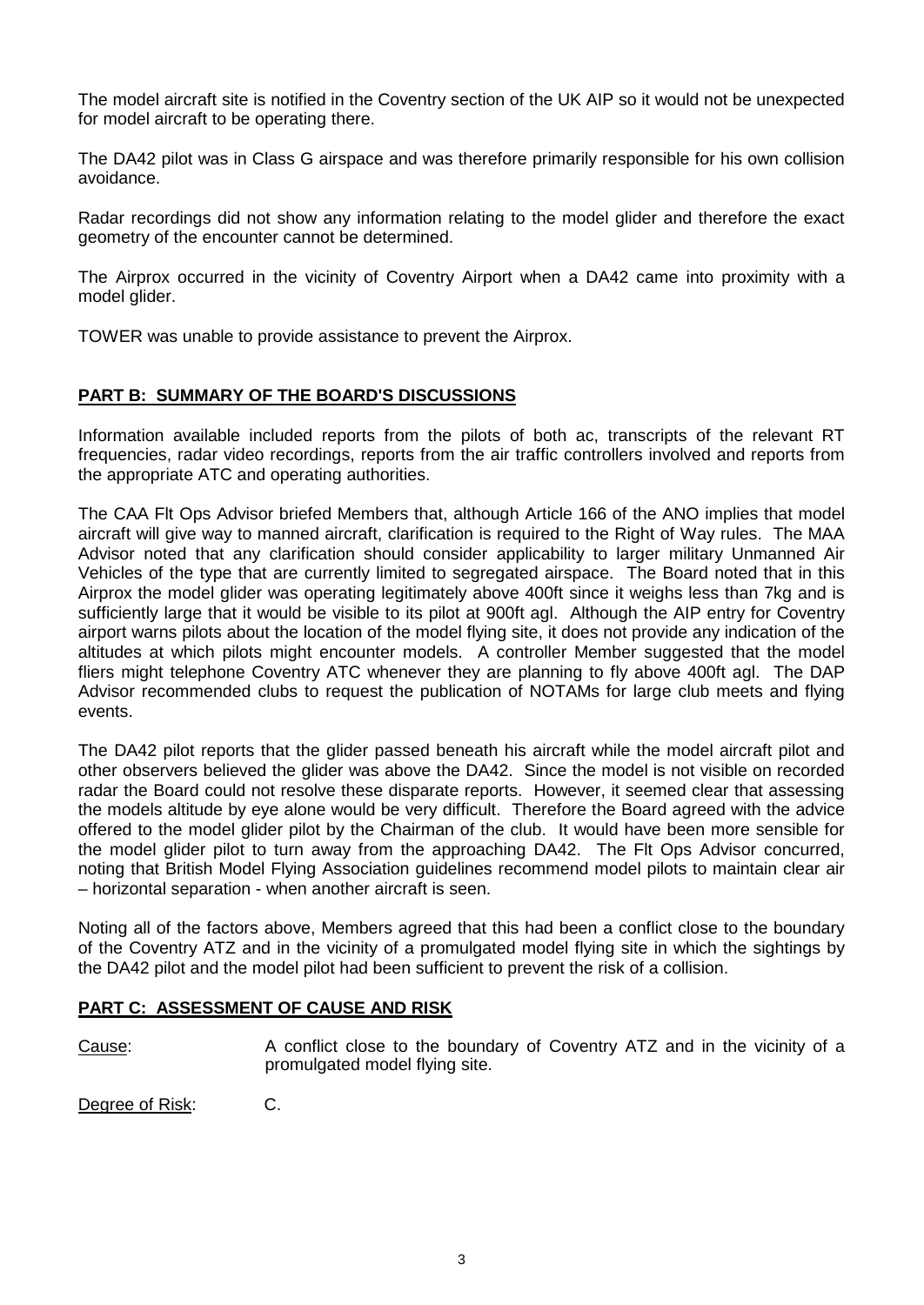The model aircraft site is notified in the Coventry section of the UK AIP so it would not be unexpected for model aircraft to be operating there.

The DA42 pilot was in Class G airspace and was therefore primarily responsible for his own collision avoidance.

Radar recordings did not show any information relating to the model glider and therefore the exact geometry of the encounter cannot be determined.

The Airprox occurred in the vicinity of Coventry Airport when a DA42 came into proximity with a model glider.

TOWER was unable to provide assistance to prevent the Airprox.

## PART B: SUMMARY OF THE BOARD'S DISCUSSIONS

Information available included reports from the pilots of both ac, transcripts of the relevant RT frequencies, radar video recordings, reports from the air traffic controllers involved and reports from the appropriate ATC and operating authorities.

The CAA Flt Ops Advisor briefed Members that, although Article 166 of the ANO implies that model aircraft will give way to manned aircraft, clarification is required to the Right of Way rules. The MAA Advisor noted that any clarification should consider applicability to larger military Unmanned Air Vehicles of the type that are currently limited to segregated airspace. The Board noted that in this Airprox the model glider was operating legitimately above 400ft since it weighs less than 7kg and is sufficiently large that it would be visible to its pilot at 900ft agl. Although the AIP entry for Coventry airport warns pilots about the location of the model flying site, it does not provide any indication of the altitudes at which pilots might encounter models. A controller Member suggested that the model fliers might telephone Coventry ATC whenever they are planning to fly above 400ft agl. The DAP Advisor recommended clubs to request the publication of NOTAMs for large club meets and flying events.

The DA42 pilot reports that the glider passed beneath his aircraft while the model aircraft pilot and other observers believed the glider was above the DA42. Since the model is not visible on recorded radar the Board could not resolve these disparate reports. However, it seemed clear that assessing the models altitude by eye alone would be very difficult. Therefore the Board agreed with the advice offered to the model glider pilot by the Chairman of the club. It would have been more sensible for the model glider pilot to turn away from the approaching DA42. The Flt Ops Advisor concurred, noting that British Model Flying Association guidelines recommend model pilots to maintain clear air – horizontal separation - when another aircraft is seen.

Noting all of the factors above, Members agreed that this had been a conflict close to the boundary of the Coventry ATZ and in the vicinity of a promulgated model flying site in which the sightings by the DA42 pilot and the model pilot had been sufficient to prevent the risk of a collision.

## PART C: ASSESSMENT OF CAUSE AND RISK

Cause: A conflict close to the boundary of Coventry ATZ and in the vicinity of a promulgated model flying site.

Degree of Risk: C.